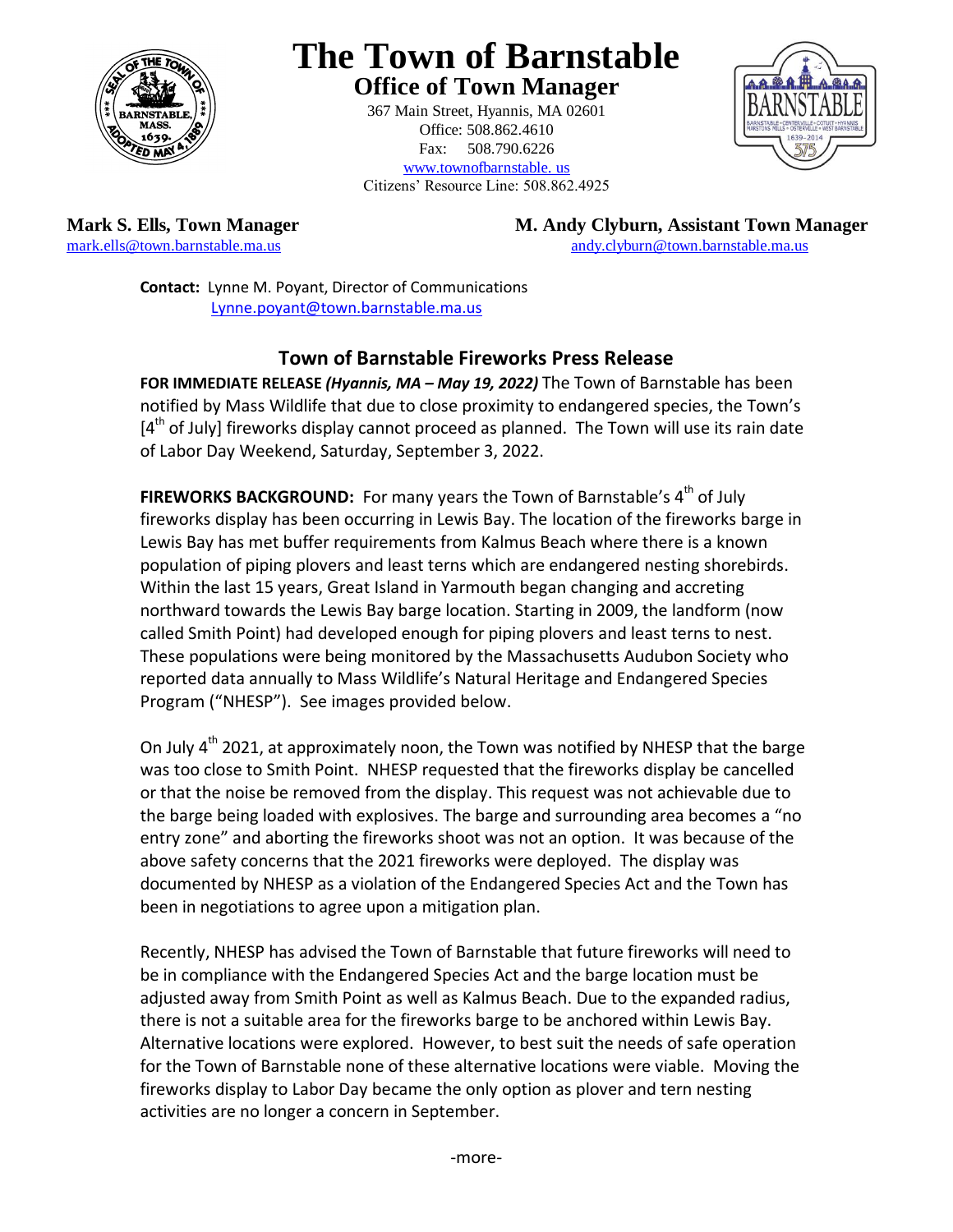# The Town of Barnstable

## Office of Town Manager

367 Main Street, Hyannis, MA 02601
Office: 508.862.4610
Fax: 508.790.6226
www.townofbarnstable. us
Citizens' Resource Line: 508.862.4925

**Mark S. Ells, Town Manager**
mark.ells@town.barnstable.ma.us

**M. Andy Clyburn, Assistant Town Manager**
andy.clyburn@town.barnstable.ma.us

**Contact:** Lynne M. Poyant, Director of Communications
Lynne.poyant@town.barnstable.ma.us

## Town of Barnstable Fireworks Press Release

**FOR IMMEDIATE RELEASE *(Hyannis, MA – May 19, 2022)*** The Town of Barnstable has been notified by Mass Wildlife that due to close proximity to endangered species, the Town's [4th of July] fireworks display cannot proceed as planned. The Town will use its rain date of Labor Day Weekend, Saturday, September 3, 2022.

**FIREWORKS BACKGROUND:** For many years the Town of Barnstable's 4th of July fireworks display has been occurring in Lewis Bay. The location of the fireworks barge in Lewis Bay has met buffer requirements from Kalmus Beach where there is a known population of piping plovers and least terns which are endangered nesting shorebirds. Within the last 15 years, Great Island in Yarmouth began changing and accreting northward towards the Lewis Bay barge location. Starting in 2009, the landform (now called Smith Point) had developed enough for piping plovers and least terns to nest. These populations were being monitored by the Massachusetts Audubon Society who reported data annually to Mass Wildlife's Natural Heritage and Endangered Species Program ("NHESP"). See images provided below.

On July 4th 2021, at approximately noon, the Town was notified by NHESP that the barge was too close to Smith Point. NHESP requested that the fireworks display be cancelled or that the noise be removed from the display. This request was not achievable due to the barge being loaded with explosives. The barge and surrounding area becomes a "no entry zone" and aborting the fireworks shoot was not an option. It was because of the above safety concerns that the 2021 fireworks were deployed. The display was documented by NHESP as a violation of the Endangered Species Act and the Town has been in negotiations to agree upon a mitigation plan.

Recently, NHESP has advised the Town of Barnstable that future fireworks will need to be in compliance with the Endangered Species Act and the barge location must be adjusted away from Smith Point as well as Kalmus Beach. Due to the expanded radius, there is not a suitable area for the fireworks barge to be anchored within Lewis Bay. Alternative locations were explored. However, to best suit the needs of safe operation for the Town of Barnstable none of these alternative locations were viable. Moving the fireworks display to Labor Day became the only option as plover and tern nesting activities are no longer a concern in September.

-more-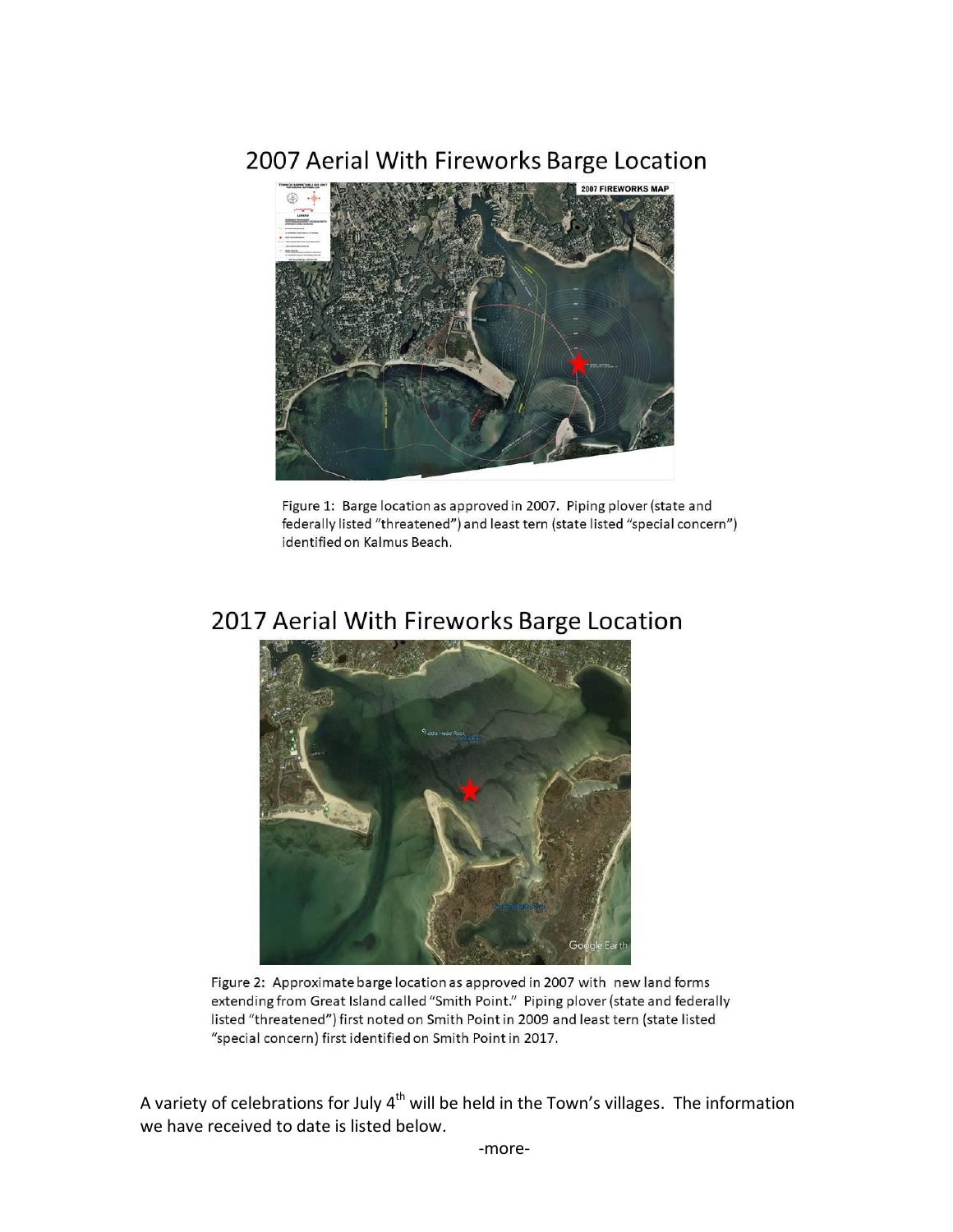## 2007 Aerial With Fireworks Barge Location

Figure 1: Barge location as approved in 2007. Piping plover (state and federally listed "threatened") and least tern (state listed "special concern") identified on Kalmus Beach.

## 2017 Aerial With Fireworks Barge Location

Figure 2: Approximate barge location as approved in 2007 with new land forms extending from Great Island called "Smith Point." Piping plover (state and federally listed "threatened") first noted on Smith Point in 2009 and least tern (state listed "special concern) first identified on Smith Point in 2017.

A variety of celebrations for July 4th will be held in the Town's villages. The information we have received to date is listed below.

-more-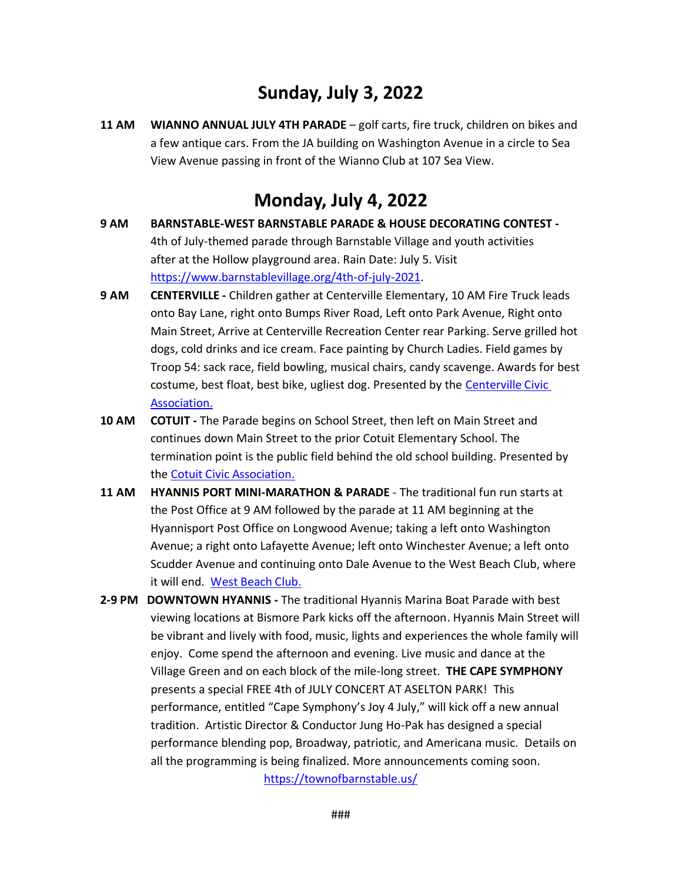## Sunday, July 3, 2022

**11 AM** **WIANNO ANNUAL JULY 4TH PARADE** – golf carts, fire truck, children on bikes and a few antique cars. From the JA building on Washington Avenue in a circle to Sea View Avenue passing in front of the Wianno Club at 107 Sea View.

## Monday, July 4, 2022

**9 AM** **BARNSTABLE-WEST BARNSTABLE PARADE & HOUSE DECORATING CONTEST -** 4th of July-themed parade through Barnstable Village and youth activities after at the Hollow playground area. Rain Date: July 5. Visit https://www.barnstablevillage.org/4th-of-july-2021.

**9 AM** **CENTERVILLE -** Children gather at Centerville Elementary, 10 AM Fire Truck leads onto Bay Lane, right onto Bumps River Road, Left onto Park Avenue, Right onto Main Street, Arrive at Centerville Recreation Center rear Parking. Serve grilled hot dogs, cold drinks and ice cream. Face painting by Church Ladies. Field games by Troop 54: sack race, field bowling, musical chairs, candy scavenge. Awards for best costume, best float, best bike, ugliest dog. Presented by the Centerville Civic Association.

**10 AM** **COTUIT -** The Parade begins on School Street, then left on Main Street and continues down Main Street to the prior Cotuit Elementary School. The termination point is the public field behind the old school building. Presented by the Cotuit Civic Association.

**11 AM** **HYANNIS PORT MINI-MARATHON & PARADE** - The traditional fun run starts at the Post Office at 9 AM followed by the parade at 11 AM beginning at the Hyannisport Post Office on Longwood Avenue; taking a left onto Washington Avenue; a right onto Lafayette Avenue; left onto Winchester Avenue; a left onto Scudder Avenue and continuing onto Dale Avenue to the West Beach Club, where it will end. West Beach Club.

**2-9 PM** **DOWNTOWN HYANNIS -** The traditional Hyannis Marina Boat Parade with best viewing locations at Bismore Park kicks off the afternoon. Hyannis Main Street will be vibrant and lively with food, music, lights and experiences the whole family will enjoy. Come spend the afternoon and evening. Live music and dance at the Village Green and on each block of the mile-long street. **THE CAPE SYMPHONY** presents a special FREE 4th of JULY CONCERT AT ASELTON PARK! This performance, entitled "Cape Symphony's Joy 4 July," will kick off a new annual tradition. Artistic Director & Conductor Jung Ho-Pak has designed a special performance blending pop, Broadway, patriotic, and Americana music. Details on all the programming is being finalized. More announcements coming soon.

https://townofbarnstable.us/

###